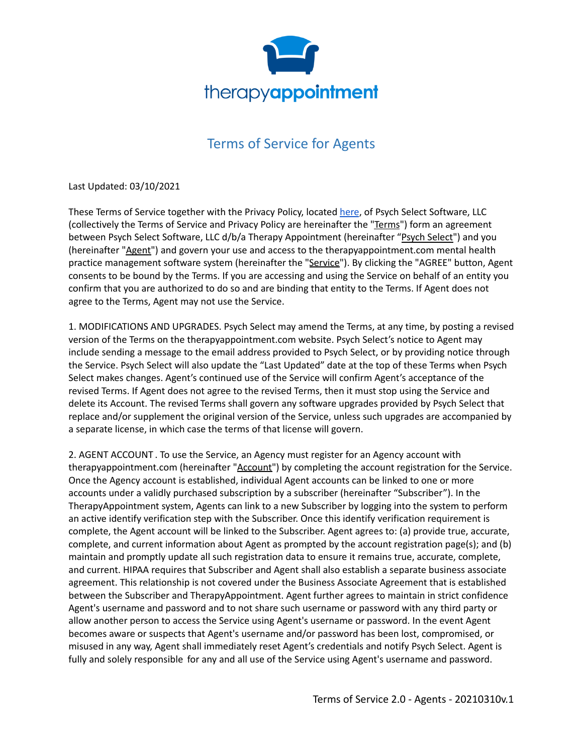therapyappointment

# Terms of Service for Agents

Last Updated: 03/10/2021

These Terms of Service together with the Privacy Policy, located here, of Psych Select Software, LLC (collectively the Terms of Service and Privacy Policy are hereinafter the "Terms") form an agreement between Psych Select Software, LLC d/b/a Therapy Appointment (hereinafter "Psych Select") and you (hereinafter "Agent") and govern your use and access to the therapyappointment.com mental health practice management software system (hereinafter the "Service"). By clicking the "AGREE" button, Agent consents to be bound by the Terms. If you are accessing and using the Service on behalf of an entity you confirm that you are authorized to do so and are binding that entity to the Terms. If Agent does not agree to the Terms, Agent may not use the Service.

1. MODIFICATIONS AND UPGRADES. Psych Select may amend the Terms, at any time, by posting a revised version of the Terms on the therapyappointment.com website. Psych Select's notice to Agent may include sending a message to the email address provided to Psych Select, or by providing notice through the Service. Psych Select will also update the "Last Updated" date at the top of these Terms when Psych Select makes changes. Agent's continued use of the Service will confirm Agent's acceptance of the revised Terms. If Agent does not agree to the revised Terms, then it must stop using the Service and delete its Account. The revised Terms shall govern any software upgrades provided by Psych Select that replace and/or supplement the original version of the Service, unless such upgrades are accompanied by a separate license, in which case the terms of that license will govern.

2. AGENT ACCOUNT . To use the Service, an Agency must register for an Agency account with therapyappointment.com (hereinafter "Account") by completing the account registration for the Service. Once the Agency account is established, individual Agent accounts can be linked to one or more accounts under a validly purchased subscription by a subscriber (hereinafter "Subscriber"). In the TherapyAppointment system, Agents can link to a new Subscriber by logging into the system to perform an active identify verification step with the Subscriber. Once this identify verification requirement is complete, the Agent account will be linked to the Subscriber. Agent agrees to: (a) provide true, accurate, complete, and current information about Agent as prompted by the account registration page(s); and (b) maintain and promptly update all such registration data to ensure it remains true, accurate, complete, and current. HIPAA requires that Subscriber and Agent shall also establish a separate business associate agreement. This relationship is not covered under the Business Associate Agreement that is established between the Subscriber and TherapyAppointment. Agent further agrees to maintain in strict confidence Agent's username and password and to not share such username or password with any third party or allow another person to access the Service using Agent's username or password. In the event Agent becomes aware or suspects that Agent's username and/or password has been lost, compromised, or misused in any way, Agent shall immediately reset Agent's credentials and notify Psych Select. Agent is fully and solely responsible for any and all use of the Service using Agent's username and password.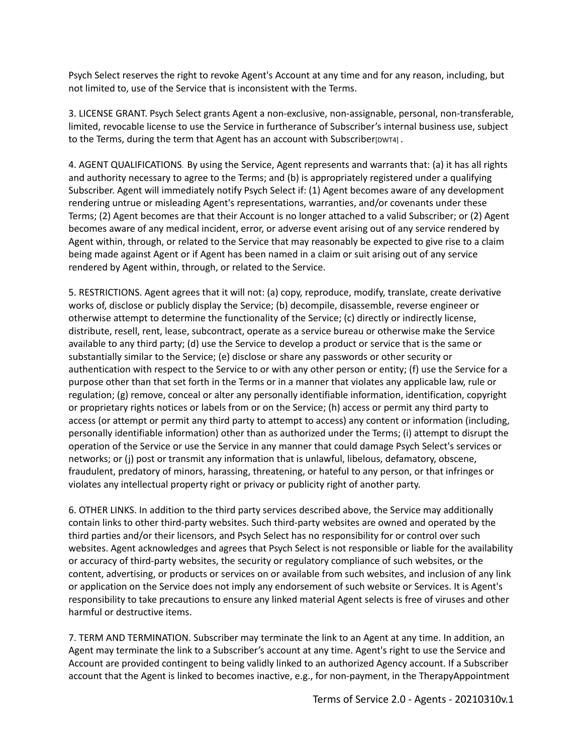Psych Select reserves the right to revoke Agent's Account at any time and for any reason, including, but not limited to, use of the Service that is inconsistent with the Terms.

3. LICENSE GRANT. Psych Select grants Agent a non-exclusive, non-assignable, personal, non-transferable, limited, revocable license to use the Service in furtherance of Subscriber's internal business use, subject to the Terms, during the term that Agent has an account with Subscriber[DWT4] .

4. AGENT QUALIFICATIONS*.* By using the Service, Agent represents and warrants that: (a) it has all rights and authority necessary to agree to the Terms; and (b) is appropriately registered under a qualifying Subscriber. Agent will immediately notify Psych Select if: (1) Agent becomes aware of any development rendering untrue or misleading Agent's representations, warranties, and/or covenants under these Terms; (2) Agent becomes are that their Account is no longer attached to a valid Subscriber; or (2) Agent becomes aware of any medical incident, error, or adverse event arising out of any service rendered by Agent within, through, or related to the Service that may reasonably be expected to give rise to a claim being made against Agent or if Agent has been named in a claim or suit arising out of any service rendered by Agent within, through, or related to the Service.

5. RESTRICTIONS. Agent agrees that it will not: (a) copy, reproduce, modify, translate, create derivative works of, disclose or publicly display the Service; (b) decompile, disassemble, reverse engineer or otherwise attempt to determine the functionality of the Service; (c) directly or indirectly license, distribute, resell, rent, lease, subcontract, operate as a service bureau or otherwise make the Service available to any third party; (d) use the Service to develop a product or service that is the same or substantially similar to the Service; (e) disclose or share any passwords or other security or authentication with respect to the Service to or with any other person or entity; (f) use the Service for a purpose other than that set forth in the Terms or in a manner that violates any applicable law, rule or regulation; (g) remove, conceal or alter any personally identifiable information, identification, copyright or proprietary rights notices or labels from or on the Service; (h) access or permit any third party to access (or attempt or permit any third party to attempt to access) any content or information (including, personally identifiable information) other than as authorized under the Terms; (i) attempt to disrupt the operation of the Service or use the Service in any manner that could damage Psych Select's services or networks; or (j) post or transmit any information that is unlawful, libelous, defamatory, obscene, fraudulent, predatory of minors, harassing, threatening, or hateful to any person, or that infringes or violates any intellectual property right or privacy or publicity right of another party.

6. OTHER LINKS. In addition to the third party services described above, the Service may additionally contain links to other third-party websites. Such third-party websites are owned and operated by the third parties and/or their licensors, and Psych Select has no responsibility for or control over such websites. Agent acknowledges and agrees that Psych Select is not responsible or liable for the availability or accuracy of third-party websites, the security or regulatory compliance of such websites, or the content, advertising, or products or services on or available from such websites, and inclusion of any link or application on the Service does not imply any endorsement of such website or Services. It is Agent's responsibility to take precautions to ensure any linked material Agent selects is free of viruses and other harmful or destructive items.

7. TERM AND TERMINATION. Subscriber may terminate the link to an Agent at any time. In addition, an Agent may terminate the link to a Subscriber's account at any time. Agent's right to use the Service and Account are provided contingent to being validly linked to an authorized Agency account. If a Subscriber account that the Agent is linked to becomes inactive, e.g., for non-payment, in the TherapyAppointment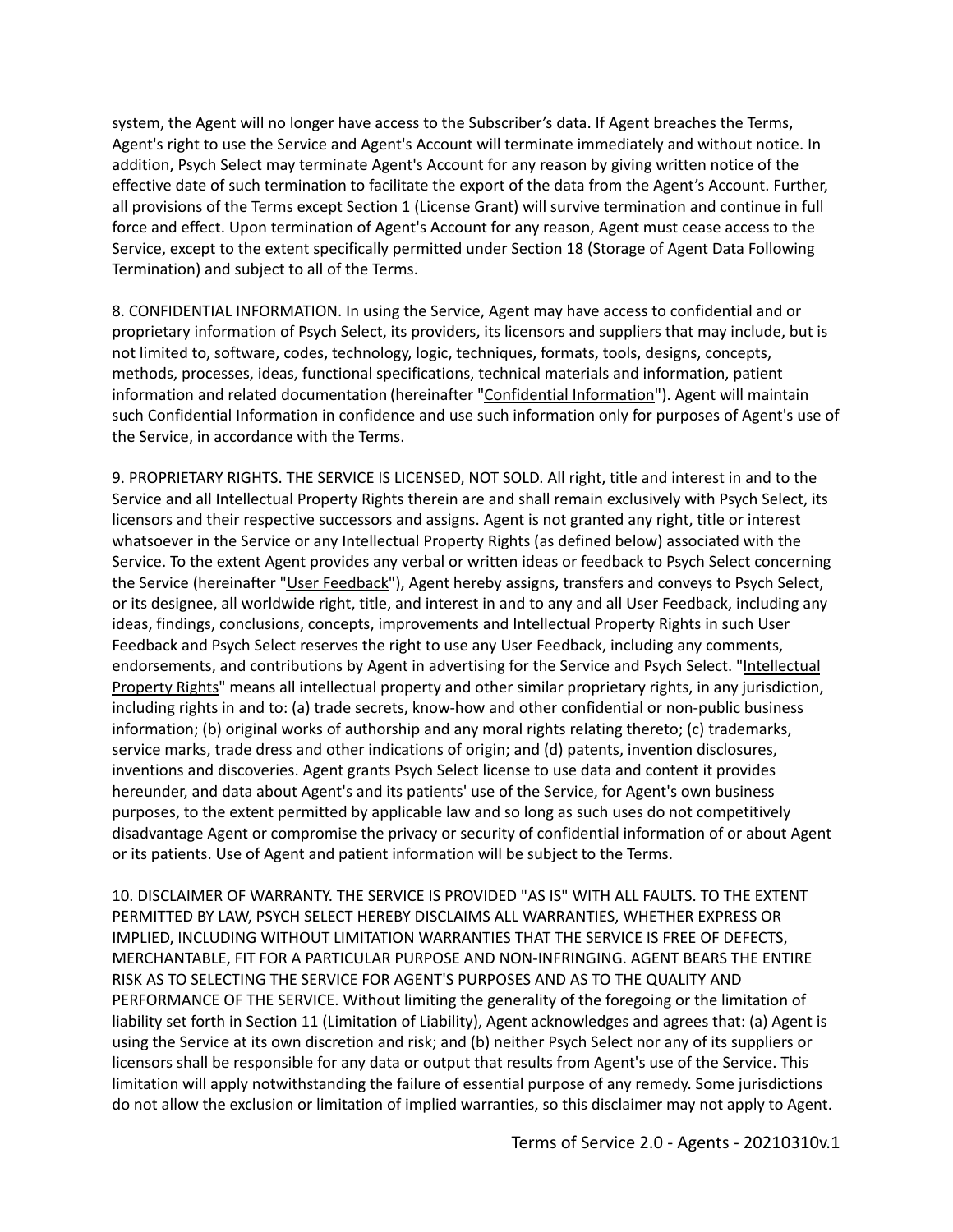system, the Agent will no longer have access to the Subscriber's data. If Agent breaches the Terms, Agent's right to use the Service and Agent's Account will terminate immediately and without notice. In addition, Psych Select may terminate Agent's Account for any reason by giving written notice of the effective date of such termination to facilitate the export of the data from the Agent's Account. Further, all provisions of the Terms except Section 1 (License Grant) will survive termination and continue in full force and effect. Upon termination of Agent's Account for any reason, Agent must cease access to the Service, except to the extent specifically permitted under Section 18 (Storage of Agent Data Following Termination) and subject to all of the Terms.

8. CONFIDENTIAL INFORMATION. In using the Service, Agent may have access to confidential and or proprietary information of Psych Select, its providers, its licensors and suppliers that may include, but is not limited to, software, codes, technology, logic, techniques, formats, tools, designs, concepts, methods, processes, ideas, functional specifications, technical materials and information, patient information and related documentation (hereinafter "Confidential Information"). Agent will maintain such Confidential Information in confidence and use such information only for purposes of Agent's use of the Service, in accordance with the Terms.

9. PROPRIETARY RIGHTS. THE SERVICE IS LICENSED, NOT SOLD. All right, title and interest in and to the Service and all Intellectual Property Rights therein are and shall remain exclusively with Psych Select, its licensors and their respective successors and assigns. Agent is not granted any right, title or interest whatsoever in the Service or any Intellectual Property Rights (as defined below) associated with the Service. To the extent Agent provides any verbal or written ideas or feedback to Psych Select concerning the Service (hereinafter "User Feedback"), Agent hereby assigns, transfers and conveys to Psych Select, or its designee, all worldwide right, title, and interest in and to any and all User Feedback, including any ideas, findings, conclusions, concepts, improvements and Intellectual Property Rights in such User Feedback and Psych Select reserves the right to use any User Feedback, including any comments, endorsements, and contributions by Agent in advertising for the Service and Psych Select. "Intellectual Property Rights" means all intellectual property and other similar proprietary rights, in any jurisdiction, including rights in and to: (a) trade secrets, know-how and other confidential or non-public business information; (b) original works of authorship and any moral rights relating thereto; (c) trademarks, service marks, trade dress and other indications of origin; and (d) patents, invention disclosures, inventions and discoveries. Agent grants Psych Select license to use data and content it provides hereunder, and data about Agent's and its patients' use of the Service, for Agent's own business purposes, to the extent permitted by applicable law and so long as such uses do not competitively disadvantage Agent or compromise the privacy or security of confidential information of or about Agent or its patients. Use of Agent and patient information will be subject to the Terms.

10. DISCLAIMER OF WARRANTY. THE SERVICE IS PROVIDED "AS IS" WITH ALL FAULTS. TO THE EXTENT PERMITTED BY LAW, PSYCH SELECT HEREBY DISCLAIMS ALL WARRANTIES, WHETHER EXPRESS OR IMPLIED, INCLUDING WITHOUT LIMITATION WARRANTIES THAT THE SERVICE IS FREE OF DEFECTS, MERCHANTABLE, FIT FOR A PARTICULAR PURPOSE AND NON-INFRINGING. AGENT BEARS THE ENTIRE RISK AS TO SELECTING THE SERVICE FOR AGENT'S PURPOSES AND AS TO THE QUALITY AND PERFORMANCE OF THE SERVICE. Without limiting the generality of the foregoing or the limitation of liability set forth in Section 11 (Limitation of Liability), Agent acknowledges and agrees that: (a) Agent is using the Service at its own discretion and risk; and (b) neither Psych Select nor any of its suppliers or licensors shall be responsible for any data or output that results from Agent's use of the Service. This limitation will apply notwithstanding the failure of essential purpose of any remedy. Some jurisdictions do not allow the exclusion or limitation of implied warranties, so this disclaimer may not apply to Agent.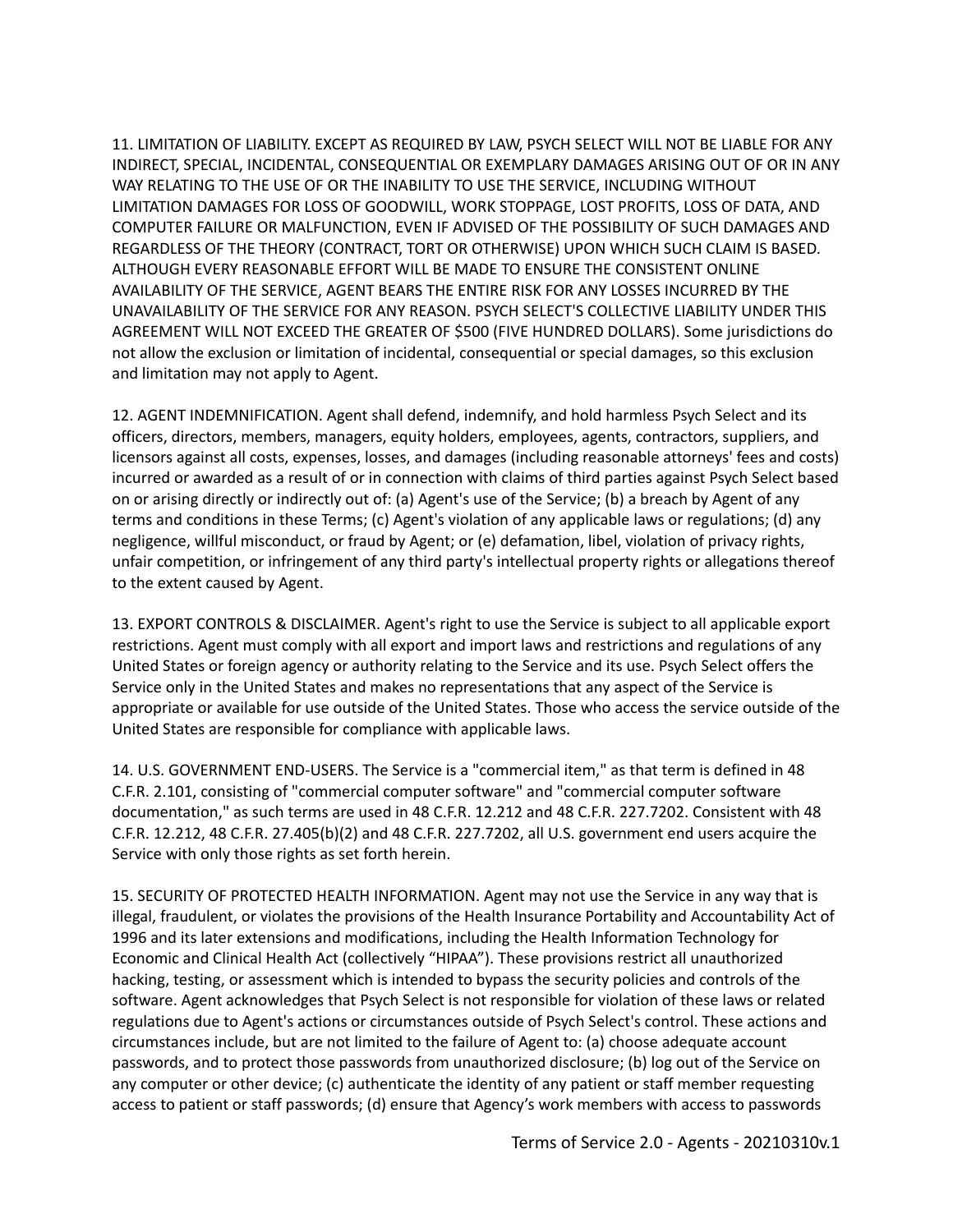11. LIMITATION OF LIABILITY. EXCEPT AS REQUIRED BY LAW, PSYCH SELECT WILL NOT BE LIABLE FOR ANY INDIRECT, SPECIAL, INCIDENTAL, CONSEQUENTIAL OR EXEMPLARY DAMAGES ARISING OUT OF OR IN ANY WAY RELATING TO THE USE OF OR THE INABILITY TO USE THE SERVICE, INCLUDING WITHOUT LIMITATION DAMAGES FOR LOSS OF GOODWILL, WORK STOPPAGE, LOST PROFITS, LOSS OF DATA, AND COMPUTER FAILURE OR MALFUNCTION, EVEN IF ADVISED OF THE POSSIBILITY OF SUCH DAMAGES AND REGARDLESS OF THE THEORY (CONTRACT, TORT OR OTHERWISE) UPON WHICH SUCH CLAIM IS BASED. ALTHOUGH EVERY REASONABLE EFFORT WILL BE MADE TO ENSURE THE CONSISTENT ONLINE AVAILABILITY OF THE SERVICE, AGENT BEARS THE ENTIRE RISK FOR ANY LOSSES INCURRED BY THE UNAVAILABILITY OF THE SERVICE FOR ANY REASON. PSYCH SELECT'S COLLECTIVE LIABILITY UNDER THIS AGREEMENT WILL NOT EXCEED THE GREATER OF $500 (FIVE HUNDRED DOLLARS). Some jurisdictions do not allow the exclusion or limitation of incidental, consequential or special damages, so this exclusion and limitation may not apply to Agent.

12. AGENT INDEMNIFICATION. Agent shall defend, indemnify, and hold harmless Psych Select and its officers, directors, members, managers, equity holders, employees, agents, contractors, suppliers, and licensors against all costs, expenses, losses, and damages (including reasonable attorneys' fees and costs) incurred or awarded as a result of or in connection with claims of third parties against Psych Select based on or arising directly or indirectly out of: (a) Agent's use of the Service; (b) a breach by Agent of any terms and conditions in these Terms; (c) Agent's violation of any applicable laws or regulations; (d) any negligence, willful misconduct, or fraud by Agent; or (e) defamation, libel, violation of privacy rights, unfair competition, or infringement of any third party's intellectual property rights or allegations thereof to the extent caused by Agent.

13. EXPORT CONTROLS & DISCLAIMER. Agent's right to use the Service is subject to all applicable export restrictions. Agent must comply with all export and import laws and restrictions and regulations of any United States or foreign agency or authority relating to the Service and its use. Psych Select offers the Service only in the United States and makes no representations that any aspect of the Service is appropriate or available for use outside of the United States. Those who access the service outside of the United States are responsible for compliance with applicable laws.

14. U.S. GOVERNMENT END-USERS. The Service is a "commercial item," as that term is defined in 48 C.F.R. 2.101, consisting of "commercial computer software" and "commercial computer software documentation," as such terms are used in 48 C.F.R. 12.212 and 48 C.F.R. 227.7202. Consistent with 48 C.F.R. 12.212, 48 C.F.R. 27.405(b)(2) and 48 C.F.R. 227.7202, all U.S. government end users acquire the Service with only those rights as set forth herein.

15. SECURITY OF PROTECTED HEALTH INFORMATION. Agent may not use the Service in any way that is illegal, fraudulent, or violates the provisions of the Health Insurance Portability and Accountability Act of 1996 and its later extensions and modifications, including the Health Information Technology for Economic and Clinical Health Act (collectively "HIPAA"). These provisions restrict all unauthorized hacking, testing, or assessment which is intended to bypass the security policies and controls of the software. Agent acknowledges that Psych Select is not responsible for violation of these laws or related regulations due to Agent's actions or circumstances outside of Psych Select's control. These actions and circumstances include, but are not limited to the failure of Agent to: (a) choose adequate account passwords, and to protect those passwords from unauthorized disclosure; (b) log out of the Service on any computer or other device; (c) authenticate the identity of any patient or staff member requesting access to patient or staff passwords; (d) ensure that Agency's work members with access to passwords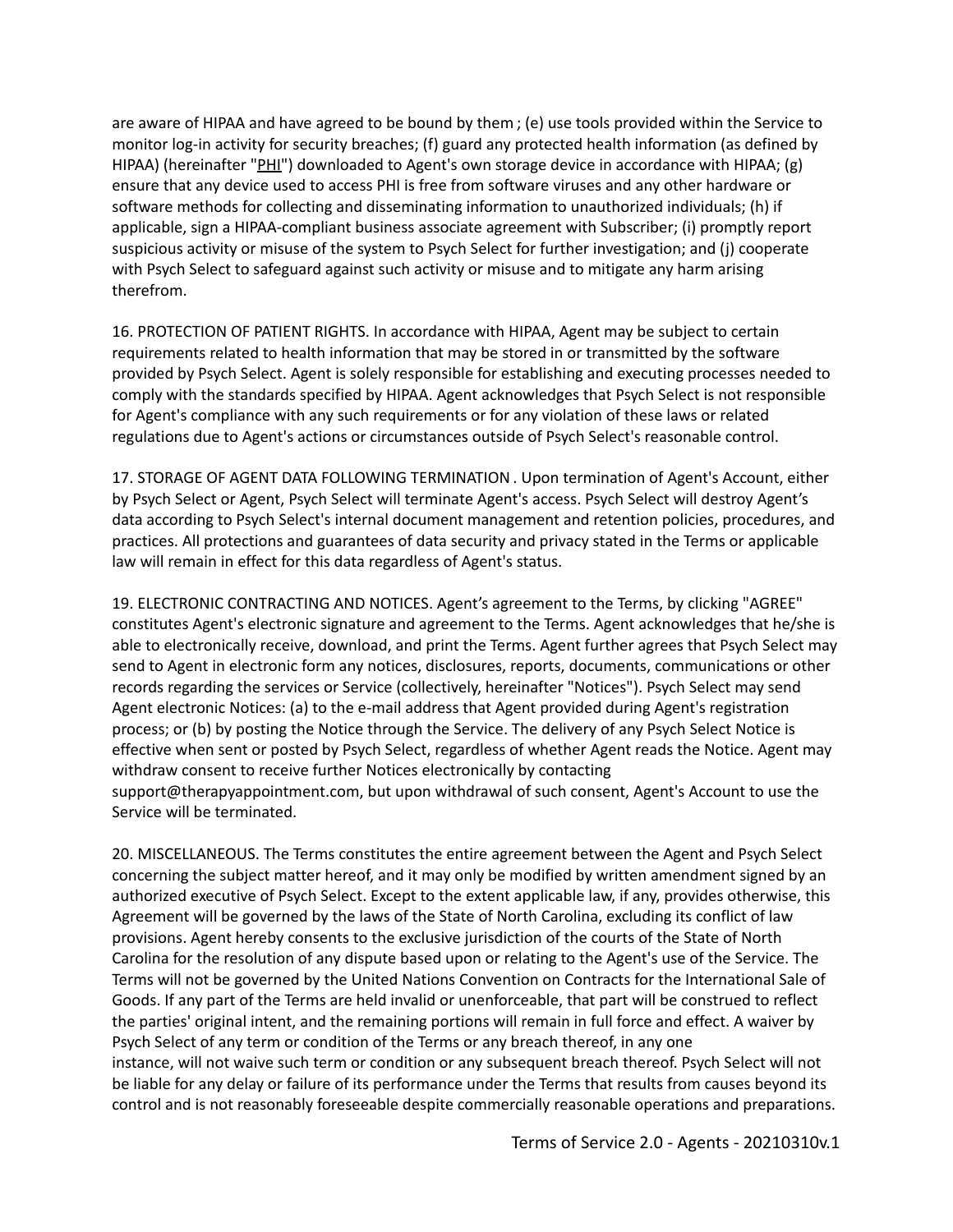are aware of HIPAA and have agreed to be bound by them ; (e) use tools provided within the Service to monitor log-in activity for security breaches; (f) guard any protected health information (as defined by HIPAA) (hereinafter "PHI") downloaded to Agent's own storage device in accordance with HIPAA; (g) ensure that any device used to access PHI is free from software viruses and any other hardware or software methods for collecting and disseminating information to unauthorized individuals; (h) if applicable, sign a HIPAA-compliant business associate agreement with Subscriber; (i) promptly report suspicious activity or misuse of the system to Psych Select for further investigation; and (j) cooperate with Psych Select to safeguard against such activity or misuse and to mitigate any harm arising therefrom.

16. PROTECTION OF PATIENT RIGHTS. In accordance with HIPAA, Agent may be subject to certain requirements related to health information that may be stored in or transmitted by the software provided by Psych Select. Agent is solely responsible for establishing and executing processes needed to comply with the standards specified by HIPAA. Agent acknowledges that Psych Select is not responsible for Agent's compliance with any such requirements or for any violation of these laws or related regulations due to Agent's actions or circumstances outside of Psych Select's reasonable control.

17. STORAGE OF AGENT DATA FOLLOWING TERMINATION . Upon termination of Agent's Account, either by Psych Select or Agent, Psych Select will terminate Agent's access. Psych Select will destroy Agent's data according to Psych Select's internal document management and retention policies, procedures, and practices. All protections and guarantees of data security and privacy stated in the Terms or applicable law will remain in effect for this data regardless of Agent's status.

19. ELECTRONIC CONTRACTING AND NOTICES. Agent's agreement to the Terms, by clicking "AGREE" constitutes Agent's electronic signature and agreement to the Terms. Agent acknowledges that he/she is able to electronically receive, download, and print the Terms. Agent further agrees that Psych Select may send to Agent in electronic form any notices, disclosures, reports, documents, communications or other records regarding the services or Service (collectively, hereinafter "Notices"). Psych Select may send Agent electronic Notices: (a) to the e-mail address that Agent provided during Agent's registration process; or (b) by posting the Notice through the Service. The delivery of any Psych Select Notice is effective when sent or posted by Psych Select, regardless of whether Agent reads the Notice. Agent may withdraw consent to receive further Notices electronically by contacting support@therapyappointment.com, but upon withdrawal of such consent, Agent's Account to use the Service will be terminated.

20. MISCELLANEOUS. The Terms constitutes the entire agreement between the Agent and Psych Select concerning the subject matter hereof, and it may only be modified by written amendment signed by an authorized executive of Psych Select. Except to the extent applicable law, if any, provides otherwise, this Agreement will be governed by the laws of the State of North Carolina, excluding its conflict of law provisions. Agent hereby consents to the exclusive jurisdiction of the courts of the State of North Carolina for the resolution of any dispute based upon or relating to the Agent's use of the Service. The Terms will not be governed by the United Nations Convention on Contracts for the International Sale of Goods. If any part of the Terms are held invalid or unenforceable, that part will be construed to reflect the parties' original intent, and the remaining portions will remain in full force and effect. A waiver by Psych Select of any term or condition of the Terms or any breach thereof, in any one instance, will not waive such term or condition or any subsequent breach thereof. Psych Select will not be liable for any delay or failure of its performance under the Terms that results from causes beyond its control and is not reasonably foreseeable despite commercially reasonable operations and preparations.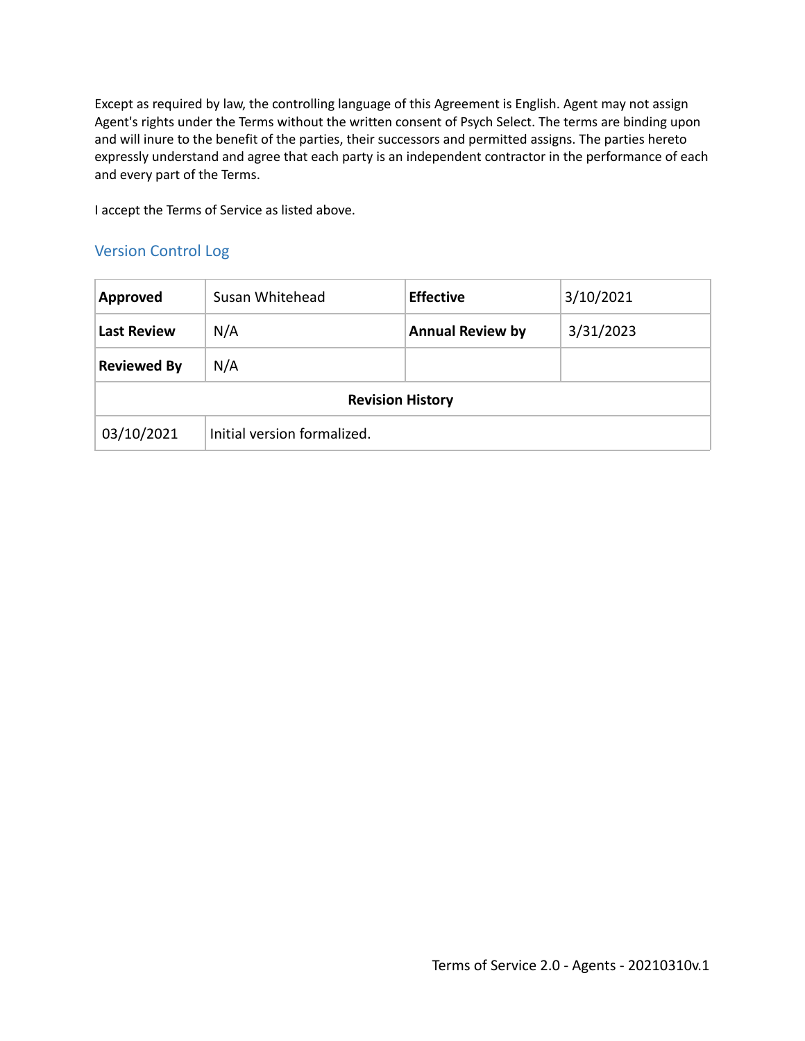Except as required by law, the controlling language of this Agreement is English. Agent may not assign Agent's rights under the Terms without the written consent of Psych Select. The terms are binding upon and will inure to the benefit of the parties, their successors and permitted assigns. The parties hereto expressly understand and agree that each party is an independent contractor in the performance of each and every part of the Terms.

I accept the Terms of Service as listed above.

## Version Control Log

| | | | |
|---|---|---|---|
| **Approved** | Susan Whitehead | **Effective** | 3/10/2021 |
| **Last Review** | N/A | **Annual Review by** | 3/31/2023 |
| **Reviewed By** | N/A | | |
| **Revision History** | | | |
| 03/10/2021 | Initial version formalized. | | |

Terms of Service 2.0 - Agents - 20210310v.1